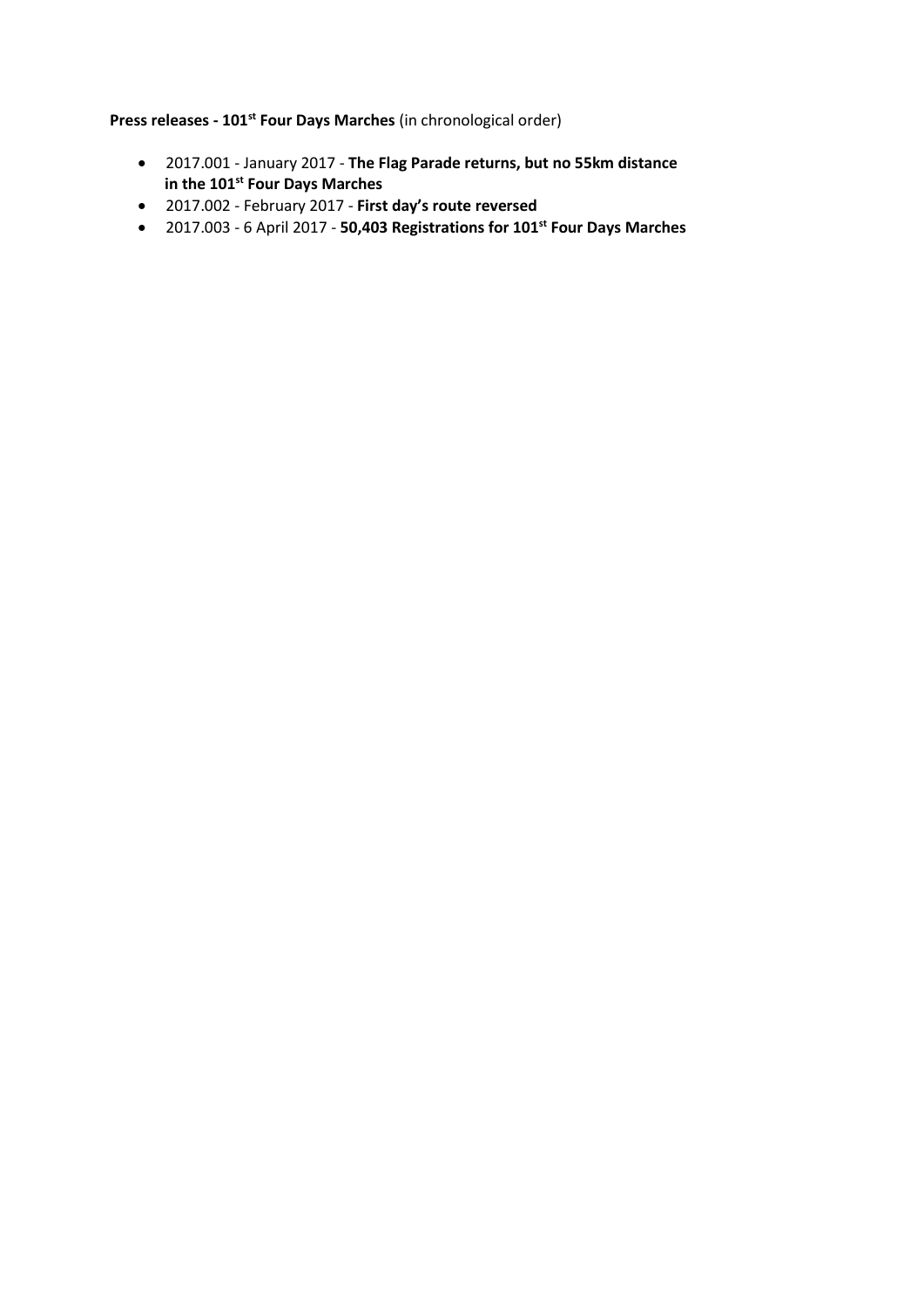**Press releases - 101st Four Days Marches** (in chronological order)

- 2017.001 - January 2017 - **The Flag Parade returns, but no 55km distance in the 101st Four Days Marches**
- 2017.002 - February 2017 - **First day's route reversed**
- 2017.003 - 6 April 2017 - **50,403 Registrations for 101st Four Days Marches**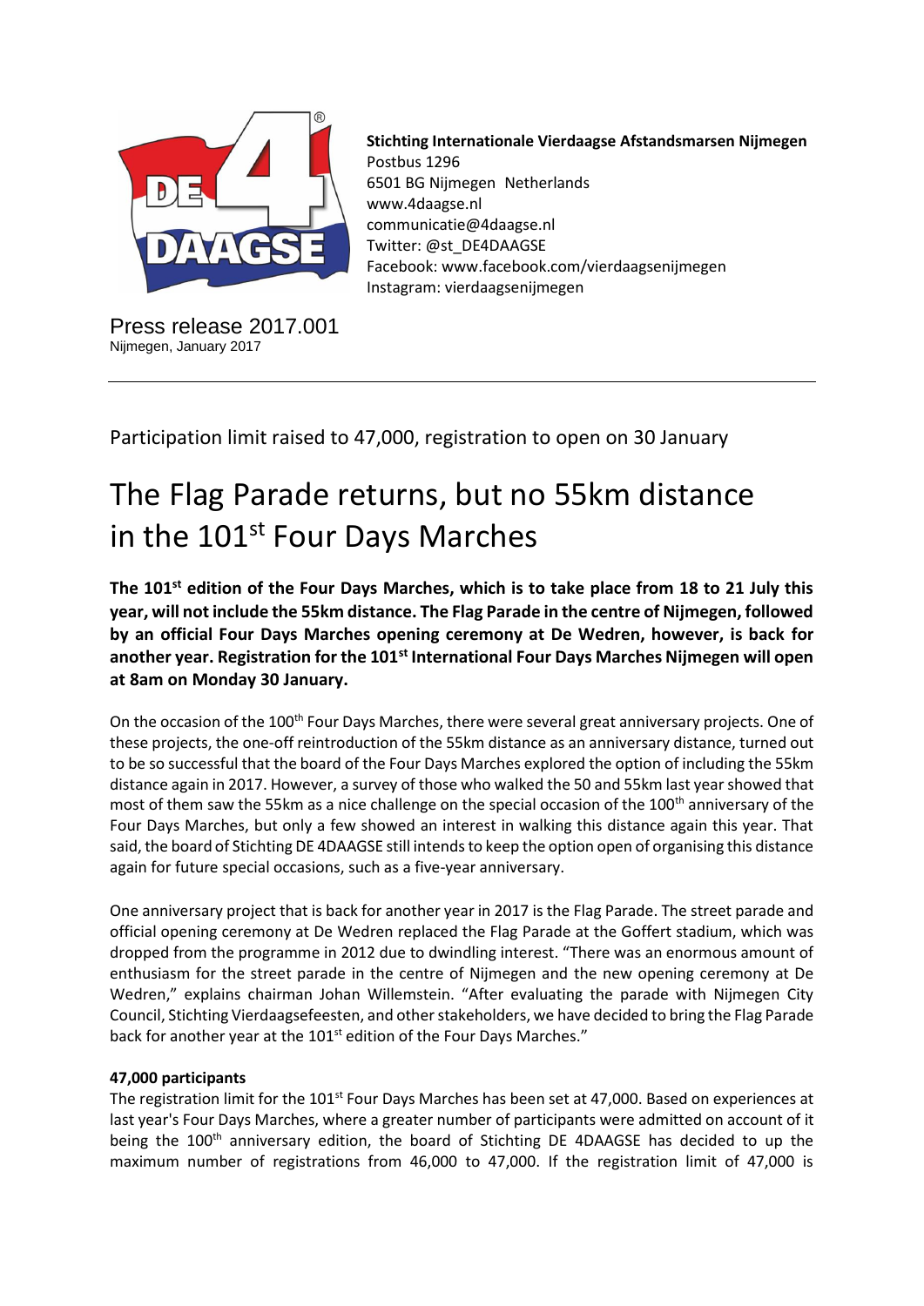**Stichting Internationale Vierdaagse Afstandsmarsen Nijmegen**
Postbus 1296
6501 BG Nijmegen Netherlands
www.4daagse.nl
communicatie@4daagse.nl
Twitter: @st_DE4DAAGSE
Facebook: www.facebook.com/vierdaagsenijmegen
Instagram: vierdaagsenijmegen

Press release 2017.001
Nijmegen, January 2017

---

Participation limit raised to 47,000, registration to open on 30 January

# The Flag Parade returns, but no 55km distance in the 101st Four Days Marches

**The 101st edition of the Four Days Marches, which is to take place from 18 to 21 July this year, will not include the 55km distance. The Flag Parade in the centre of Nijmegen, followed by an official Four Days Marches opening ceremony at De Wedren, however, is back for another year. Registration for the 101st International Four Days Marches Nijmegen will open at 8am on Monday 30 January.**

On the occasion of the 100th Four Days Marches, there were several great anniversary projects. One of these projects, the one-off reintroduction of the 55km distance as an anniversary distance, turned out to be so successful that the board of the Four Days Marches explored the option of including the 55km distance again in 2017. However, a survey of those who walked the 50 and 55km last year showed that most of them saw the 55km as a nice challenge on the special occasion of the 100th anniversary of the Four Days Marches, but only a few showed an interest in walking this distance again this year. That said, the board of Stichting DE 4DAAGSE still intends to keep the option open of organising this distance again for future special occasions, such as a five-year anniversary.

One anniversary project that is back for another year in 2017 is the Flag Parade. The street parade and official opening ceremony at De Wedren replaced the Flag Parade at the Goffert stadium, which was dropped from the programme in 2012 due to dwindling interest. "There was an enormous amount of enthusiasm for the street parade in the centre of Nijmegen and the new opening ceremony at De Wedren," explains chairman Johan Willemstein. "After evaluating the parade with Nijmegen City Council, Stichting Vierdaagsefeesten, and other stakeholders, we have decided to bring the Flag Parade back for another year at the 101st edition of the Four Days Marches."

**47,000 participants**

The registration limit for the 101st Four Days Marches has been set at 47,000. Based on experiences at last year's Four Days Marches, where a greater number of participants were admitted on account of it being the 100th anniversary edition, the board of Stichting DE 4DAAGSE has decided to up the maximum number of registrations from 46,000 to 47,000. If the registration limit of 47,000 is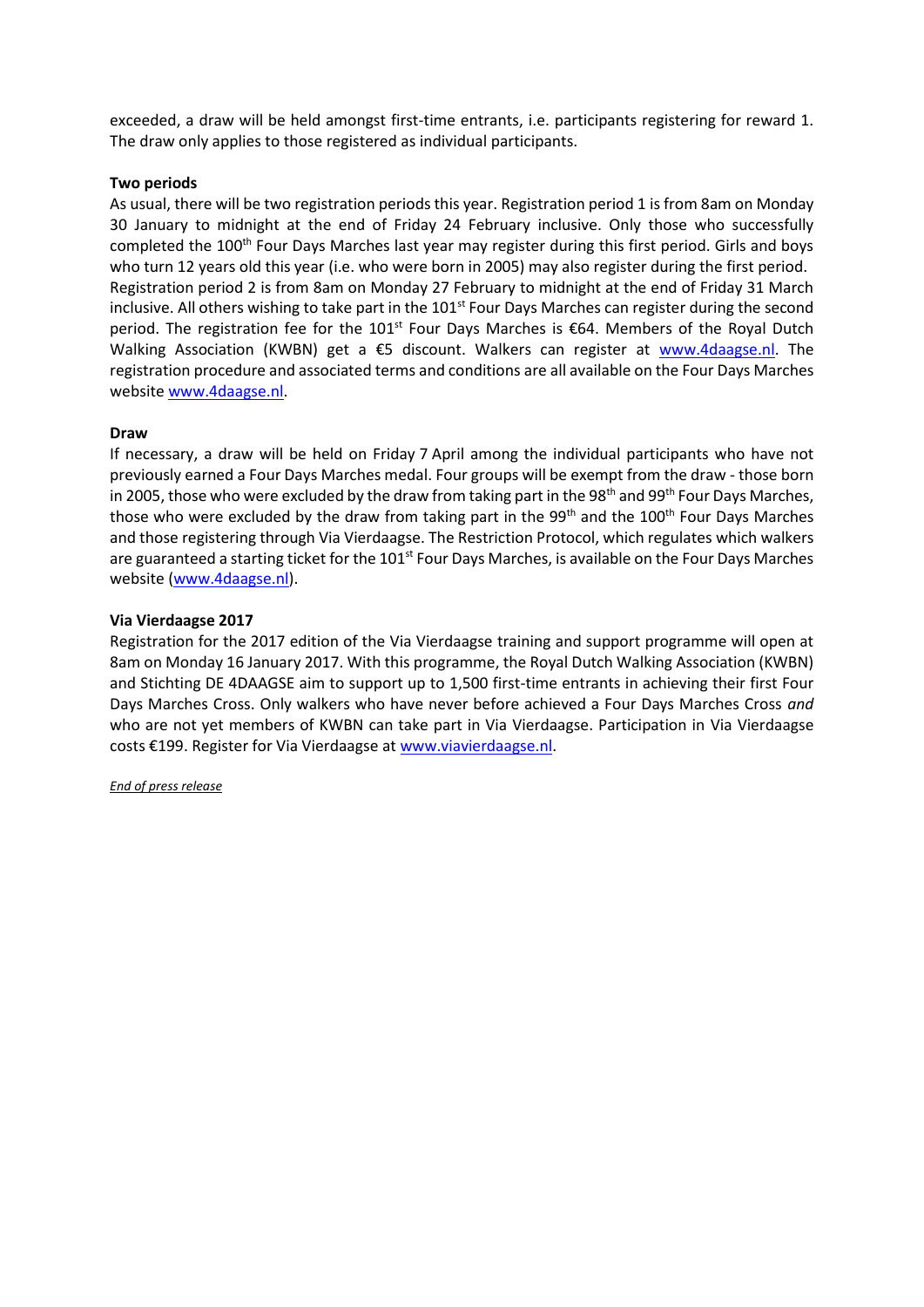exceeded, a draw will be held amongst first-time entrants, i.e. participants registering for reward 1. The draw only applies to those registered as individual participants.

**Two periods**

As usual, there will be two registration periods this year. Registration period 1 is from 8am on Monday 30 January to midnight at the end of Friday 24 February inclusive. Only those who successfully completed the 100th Four Days Marches last year may register during this first period. Girls and boys who turn 12 years old this year (i.e. who were born in 2005) may also register during the first period. Registration period 2 is from 8am on Monday 27 February to midnight at the end of Friday 31 March inclusive. All others wishing to take part in the 101st Four Days Marches can register during the second period. The registration fee for the 101st Four Days Marches is €64. Members of the Royal Dutch Walking Association (KWBN) get a €5 discount. Walkers can register at [www.4daagse.nl](www.4daagse.nl). The registration procedure and associated terms and conditions are all available on the Four Days Marches website [www.4daagse.nl](www.4daagse.nl).

**Draw**

If necessary, a draw will be held on Friday 7 April among the individual participants who have not previously earned a Four Days Marches medal. Four groups will be exempt from the draw - those born in 2005, those who were excluded by the draw from taking part in the 98th and 99th Four Days Marches, those who were excluded by the draw from taking part in the 99th and the 100th Four Days Marches and those registering through Via Vierdaagse. The Restriction Protocol, which regulates which walkers are guaranteed a starting ticket for the 101st Four Days Marches, is available on the Four Days Marches website ([www.4daagse.nl](www.4daagse.nl)).

**Via Vierdaagse 2017**

Registration for the 2017 edition of the Via Vierdaagse training and support programme will open at 8am on Monday 16 January 2017. With this programme, the Royal Dutch Walking Association (KWBN) and Stichting DE 4DAAGSE aim to support up to 1,500 first-time entrants in achieving their first Four Days Marches Cross. Only walkers who have never before achieved a Four Days Marches Cross *and* who are not yet members of KWBN can take part in Via Vierdaagse. Participation in Via Vierdaagse costs €199. Register for Via Vierdaagse at [www.viavierdaagse.nl](www.viavierdaagse.nl).

*End of press release*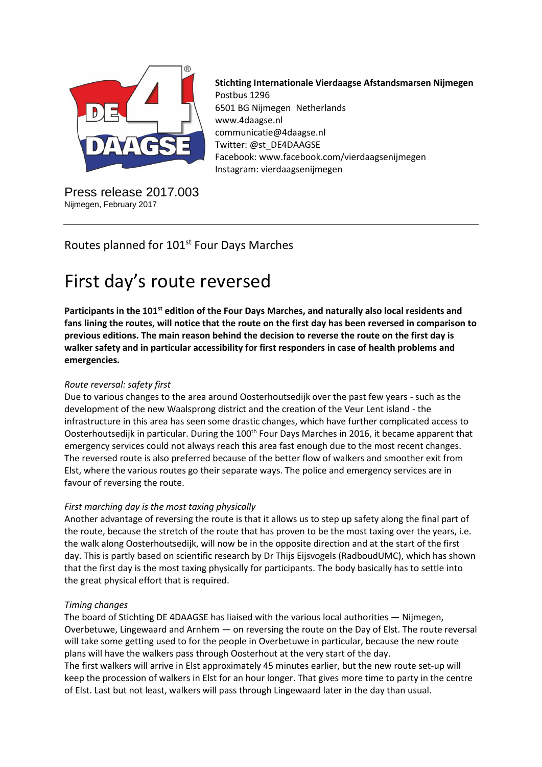**Stichting Internationale Vierdaagse Afstandsmarsen Nijmegen**
Postbus 1296
6501 BG Nijmegen Netherlands
www.4daagse.nl
communicatie@4daagse.nl
Twitter: @st_DE4DAAGSE
Facebook: www.facebook.com/vierdaagsenijmegen
Instagram: vierdaagsenijmegen

Press release 2017.003
Nijmegen, February 2017

---

Routes planned for 101st Four Days Marches

# First day's route reversed

**Participants in the 101st edition of the Four Days Marches, and naturally also local residents and fans lining the routes, will notice that the route on the first day has been reversed in comparison to previous editions. The main reason behind the decision to reverse the route on the first day is walker safety and in particular accessibility for first responders in case of health problems and emergencies.**

*Route reversal: safety first*
Due to various changes to the area around Oosterhoutsedijk over the past few years - such as the development of the new Waalsprong district and the creation of the Veur Lent island - the infrastructure in this area has seen some drastic changes, which have further complicated access to Oosterhoutsedijk in particular. During the 100th Four Days Marches in 2016, it became apparent that emergency services could not always reach this area fast enough due to the most recent changes. The reversed route is also preferred because of the better flow of walkers and smoother exit from Elst, where the various routes go their separate ways. The police and emergency services are in favour of reversing the route.

*First marching day is the most taxing physically*
Another advantage of reversing the route is that it allows us to step up safety along the final part of the route, because the stretch of the route that has proven to be the most taxing over the years, i.e. the walk along Oosterhoutsedijk, will now be in the opposite direction and at the start of the first day. This is partly based on scientific research by Dr Thijs Eijsvogels (RadboudUMC), which has shown that the first day is the most taxing physically for participants. The body basically has to settle into the great physical effort that is required.

*Timing changes*
The board of Stichting DE 4DAAGSE has liaised with the various local authorities — Nijmegen, Overbetuwe, Lingewaard and Arnhem — on reversing the route on the Day of Elst. The route reversal will take some getting used to for the people in Overbetuwe in particular, because the new route plans will have the walkers pass through Oosterhout at the very start of the day.
The first walkers will arrive in Elst approximately 45 minutes earlier, but the new route set-up will keep the procession of walkers in Elst for an hour longer. That gives more time to party in the centre of Elst. Last but not least, walkers will pass through Lingewaard later in the day than usual.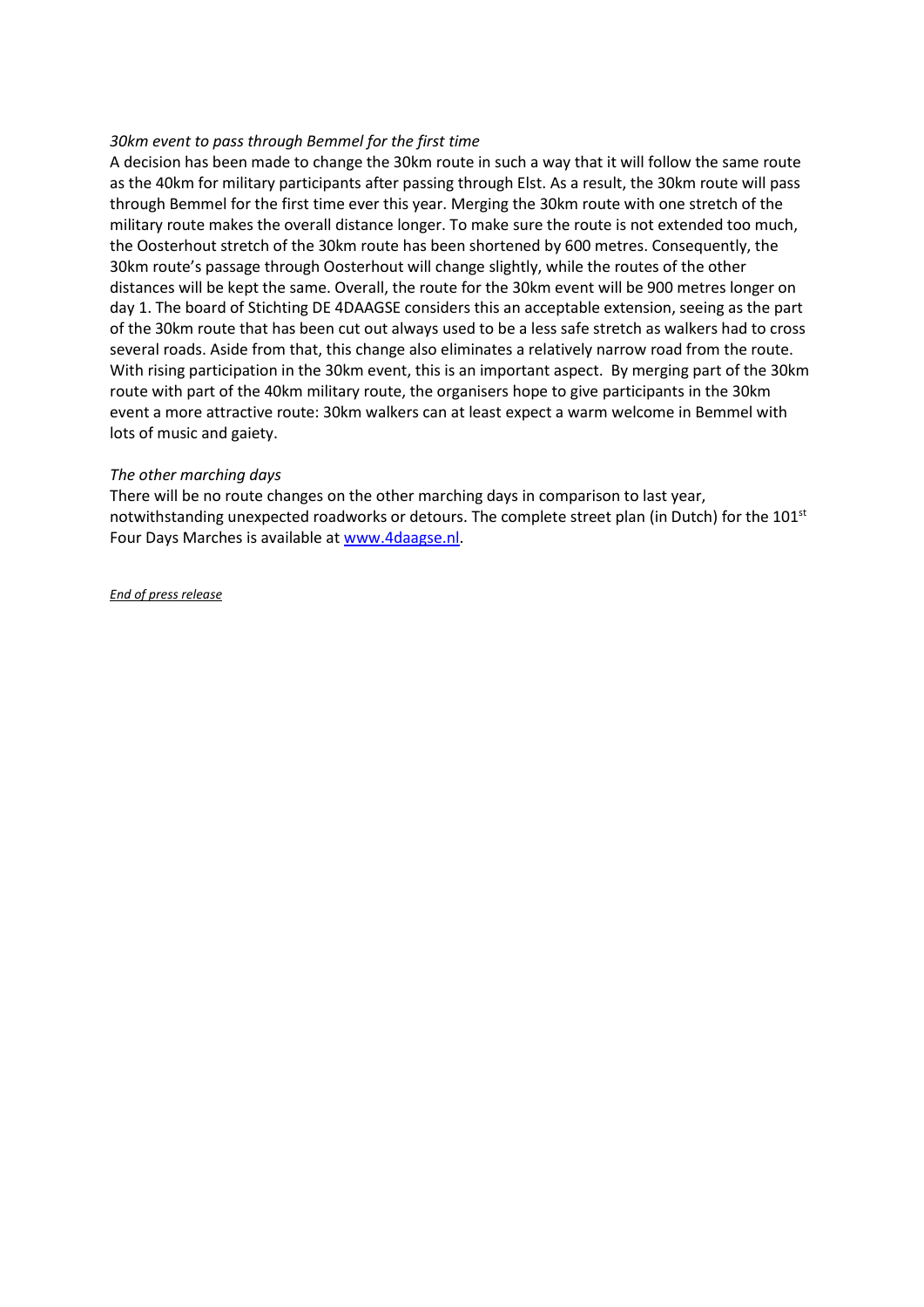*30km event to pass through Bemmel for the first time*

A decision has been made to change the 30km route in such a way that it will follow the same route as the 40km for military participants after passing through Elst. As a result, the 30km route will pass through Bemmel for the first time ever this year. Merging the 30km route with one stretch of the military route makes the overall distance longer. To make sure the route is not extended too much, the Oosterhout stretch of the 30km route has been shortened by 600 metres. Consequently, the 30km route's passage through Oosterhout will change slightly, while the routes of the other distances will be kept the same. Overall, the route for the 30km event will be 900 metres longer on day 1. The board of Stichting DE 4DAAGSE considers this an acceptable extension, seeing as the part of the 30km route that has been cut out always used to be a less safe stretch as walkers had to cross several roads. Aside from that, this change also eliminates a relatively narrow road from the route. With rising participation in the 30km event, this is an important aspect. By merging part of the 30km route with part of the 40km military route, the organisers hope to give participants in the 30km event a more attractive route: 30km walkers can at least expect a warm welcome in Bemmel with lots of music and gaiety.

*The other marching days*

There will be no route changes on the other marching days in comparison to last year, notwithstanding unexpected roadworks or detours. The complete street plan (in Dutch) for the 101st Four Days Marches is available at [www.4daagse.nl](www.4daagse.nl).

*End of press release*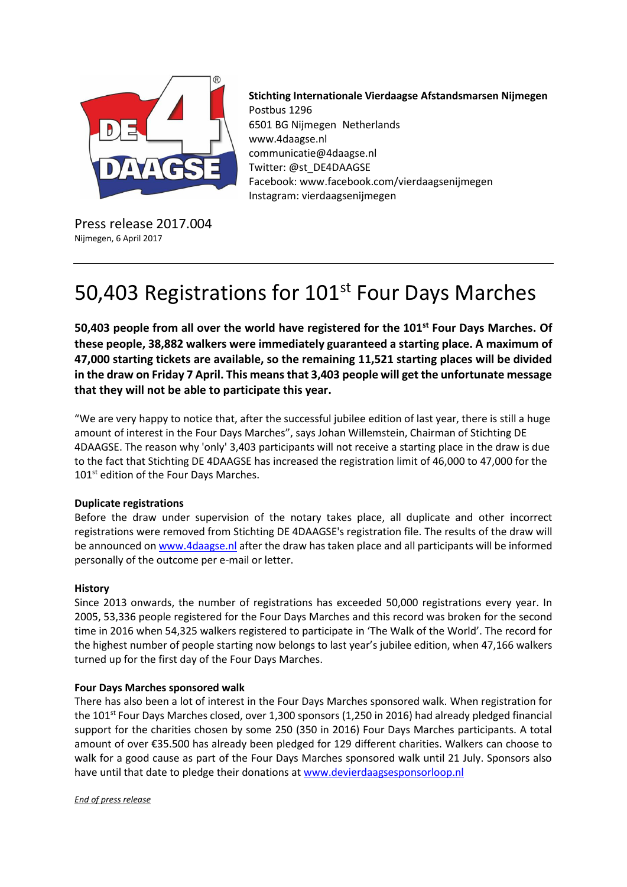**Stichting Internationale Vierdaagse Afstandsmarsen Nijmegen**
Postbus 1296
6501 BG Nijmegen Netherlands
www.4daagse.nl
communicatie@4daagse.nl
Twitter: @st_DE4DAAGSE
Facebook: www.facebook.com/vierdaagsenijmegen
Instagram: vierdaagsenijmegen

Press release 2017.004
Nijmegen, 6 April 2017

---

# 50,403 Registrations for 101st Four Days Marches

**50,403 people from all over the world have registered for the 101st Four Days Marches. Of these people, 38,882 walkers were immediately guaranteed a starting place. A maximum of 47,000 starting tickets are available, so the remaining 11,521 starting places will be divided in the draw on Friday 7 April. This means that 3,403 people will get the unfortunate message that they will not be able to participate this year.**

"We are very happy to notice that, after the successful jubilee edition of last year, there is still a huge amount of interest in the Four Days Marches", says Johan Willemstein, Chairman of Stichting DE 4DAAGSE. The reason why 'only' 3,403 participants will not receive a starting place in the draw is due to the fact that Stichting DE 4DAAGSE has increased the registration limit of 46,000 to 47,000 for the 101st edition of the Four Days Marches.

**Duplicate registrations**
Before the draw under supervision of the notary takes place, all duplicate and other incorrect registrations were removed from Stichting DE 4DAAGSE's registration file. The results of the draw will be announced on www.4daagse.nl after the draw has taken place and all participants will be informed personally of the outcome per e-mail or letter.

**History**
Since 2013 onwards, the number of registrations has exceeded 50,000 registrations every year. In 2005, 53,336 people registered for the Four Days Marches and this record was broken for the second time in 2016 when 54,325 walkers registered to participate in 'The Walk of the World'. The record for the highest number of people starting now belongs to last year's jubilee edition, when 47,166 walkers turned up for the first day of the Four Days Marches.

**Four Days Marches sponsored walk**
There has also been a lot of interest in the Four Days Marches sponsored walk. When registration for the 101st Four Days Marches closed, over 1,300 sponsors (1,250 in 2016) had already pledged financial support for the charities chosen by some 250 (350 in 2016) Four Days Marches participants. A total amount of over €35.500 has already been pledged for 129 different charities. Walkers can choose to walk for a good cause as part of the Four Days Marches sponsored walk until 21 July. Sponsors also have until that date to pledge their donations at www.devierdaagsesponsorloop.nl

*End of press release*